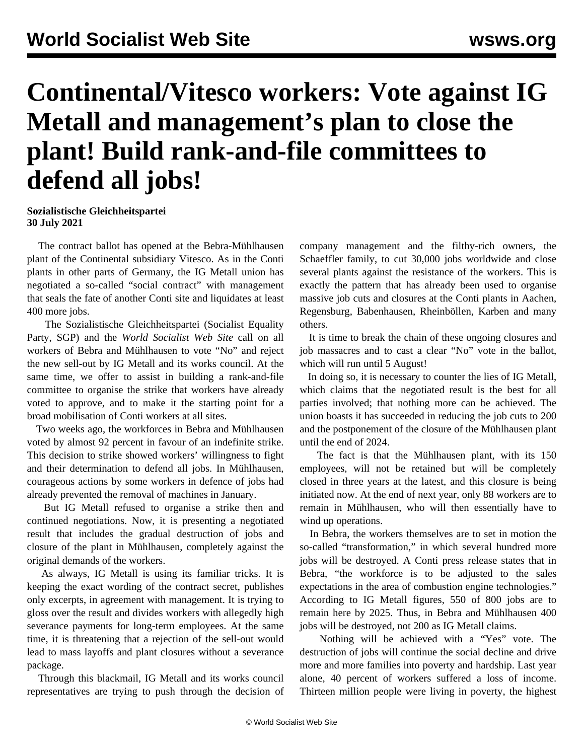# Continental/Vitesco workers: Vote against IG Metall and management's plan to close the plant! Build rank-and-file committees to defend all jobs!

**Sozialistische Gleichheitspartei**
**30 July 2021**

The contract ballot has opened at the Bebra-Mühlhausen plant of the Continental subsidiary Vitesco. As in the Conti plants in other parts of Germany, the IG Metall union has negotiated a so-called "social contract" with management that seals the fate of another Conti site and liquidates at least 400 more jobs.

The Sozialistische Gleichheitspartei (Socialist Equality Party, SGP) and the *World Socialist Web Site* call on all workers of Bebra and Mühlhausen to vote "No" and reject the new sell-out by IG Metall and its works council. At the same time, we offer to assist in building a rank-and-file committee to organise the strike that workers have already voted to approve, and to make it the starting point for a broad mobilisation of Conti workers at all sites.

Two weeks ago, the workforces in Bebra and Mühlhausen voted by almost 92 percent in favour of an indefinite strike. This decision to strike showed workers' willingness to fight and their determination to defend all jobs. In Mühlhausen, courageous actions by some workers in defence of jobs had already prevented the removal of machines in January.

But IG Metall refused to organise a strike then and continued negotiations. Now, it is presenting a negotiated result that includes the gradual destruction of jobs and closure of the plant in Mühlhausen, completely against the original demands of the workers.

As always, IG Metall is using its familiar tricks. It is keeping the exact wording of the contract secret, publishes only excerpts, in agreement with management. It is trying to gloss over the result and divides workers with allegedly high severance payments for long-term employees. At the same time, it is threatening that a rejection of the sell-out would lead to mass layoffs and plant closures without a severance package.

Through this blackmail, IG Metall and its works council representatives are trying to push through the decision of company management and the filthy-rich owners, the Schaeffler family, to cut 30,000 jobs worldwide and close several plants against the resistance of the workers. This is exactly the pattern that has already been used to organise massive job cuts and closures at the Conti plants in Aachen, Regensburg, Babenhausen, Rheinböllen, Karben and many others.

It is time to break the chain of these ongoing closures and job massacres and to cast a clear "No" vote in the ballot, which will run until 5 August!

In doing so, it is necessary to counter the lies of IG Metall, which claims that the negotiated result is the best for all parties involved; that nothing more can be achieved. The union boasts it has succeeded in reducing the job cuts to 200 and the postponement of the closure of the Mühlhausen plant until the end of 2024.

The fact is that the Mühlhausen plant, with its 150 employees, will not be retained but will be completely closed in three years at the latest, and this closure is being initiated now. At the end of next year, only 88 workers are to remain in Mühlhausen, who will then essentially have to wind up operations.

In Bebra, the workers themselves are to set in motion the so-called "transformation," in which several hundred more jobs will be destroyed. A Conti press release states that in Bebra, "the workforce is to be adjusted to the sales expectations in the area of combustion engine technologies." According to IG Metall figures, 550 of 800 jobs are to remain here by 2025. Thus, in Bebra and Mühlhausen 400 jobs will be destroyed, not 200 as IG Metall claims.

Nothing will be achieved with a "Yes" vote. The destruction of jobs will continue the social decline and drive more and more families into poverty and hardship. Last year alone, 40 percent of workers suffered a loss of income. Thirteen million people were living in poverty, the highest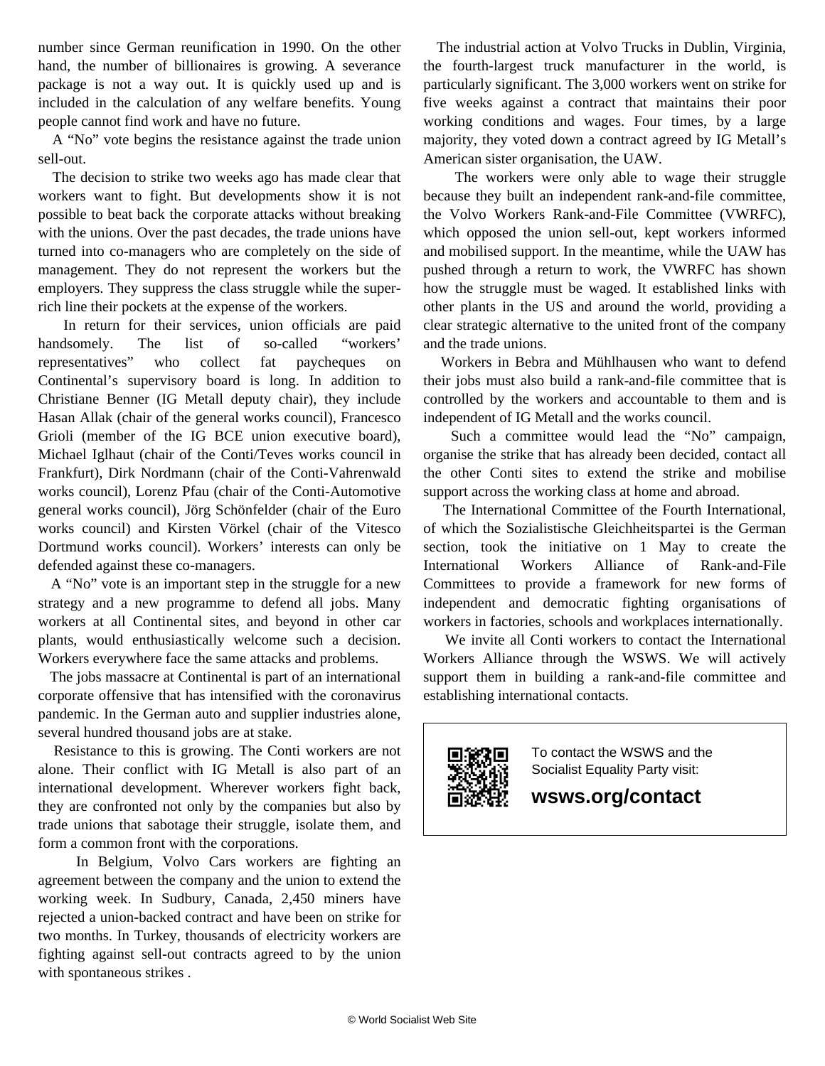number since German reunification in 1990. On the other hand, the number of billionaires is growing. A severance package is not a way out. It is quickly used up and is included in the calculation of any welfare benefits. Young people cannot find work and have no future.

A "No" vote begins the resistance against the trade union sell-out.

The decision to strike two weeks ago has made clear that workers want to fight. But developments show it is not possible to beat back the corporate attacks without breaking with the unions. Over the past decades, the trade unions have turned into co-managers who are completely on the side of management. They do not represent the workers but the employers. They suppress the class struggle while the super-rich line their pockets at the expense of the workers.

In return for their services, union officials are paid handsomely. The list of so-called "workers' representatives" who collect fat paycheques on Continental's supervisory board is long. In addition to Christiane Benner (IG Metall deputy chair), they include Hasan Allak (chair of the general works council), Francesco Grioli (member of the IG BCE union executive board), Michael Iglhaut (chair of the Conti/Teves works council in Frankfurt), Dirk Nordmann (chair of the Conti-Vahrenwald works council), Lorenz Pfau (chair of the Conti-Automotive general works council), Jörg Schönfelder (chair of the Euro works council) and Kirsten Vörkel (chair of the Vitesco Dortmund works council). Workers' interests can only be defended against these co-managers.

A "No" vote is an important step in the struggle for a new strategy and a new programme to defend all jobs. Many workers at all Continental sites, and beyond in other car plants, would enthusiastically welcome such a decision. Workers everywhere face the same attacks and problems.

The jobs massacre at Continental is part of an international corporate offensive that has intensified with the coronavirus pandemic. In the German auto and supplier industries alone, several hundred thousand jobs are at stake.

Resistance to this is growing. The Conti workers are not alone. Their conflict with IG Metall is also part of an international development. Wherever workers fight back, they are confronted not only by the companies but also by trade unions that sabotage their struggle, isolate them, and form a common front with the corporations.

In Belgium, Volvo Cars workers are fighting an agreement between the company and the union to extend the working week. In Sudbury, Canada, 2,450 miners have rejected a union-backed contract and have been on strike for two months. In Turkey, thousands of electricity workers are fighting against sell-out contracts agreed to by the union with spontaneous strikes .

The industrial action at Volvo Trucks in Dublin, Virginia, the fourth-largest truck manufacturer in the world, is particularly significant. The 3,000 workers went on strike for five weeks against a contract that maintains their poor working conditions and wages. Four times, by a large majority, they voted down a contract agreed by IG Metall's American sister organisation, the UAW.

The workers were only able to wage their struggle because they built an independent rank-and-file committee, the Volvo Workers Rank-and-File Committee (VWRFC), which opposed the union sell-out, kept workers informed and mobilised support. In the meantime, while the UAW has pushed through a return to work, the VWRFC has shown how the struggle must be waged. It established links with other plants in the US and around the world, providing a clear strategic alternative to the united front of the company and the trade unions.

Workers in Bebra and Mühlhausen who want to defend their jobs must also build a rank-and-file committee that is controlled by the workers and accountable to them and is independent of IG Metall and the works council.

Such a committee would lead the "No" campaign, organise the strike that has already been decided, contact all the other Conti sites to extend the strike and mobilise support across the working class at home and abroad.

The International Committee of the Fourth International, of which the Sozialistische Gleichheitspartei is the German section, took the initiative on 1 May to create the International Workers Alliance of Rank-and-File Committees to provide a framework for new forms of independent and democratic fighting organisations of workers in factories, schools and workplaces internationally.

We invite all Conti workers to contact the International Workers Alliance through the WSWS. We will actively support them in building a rank-and-file committee and establishing international contacts.

To contact the WSWS and the Socialist Equality Party visit:

**wsws.org/contact**